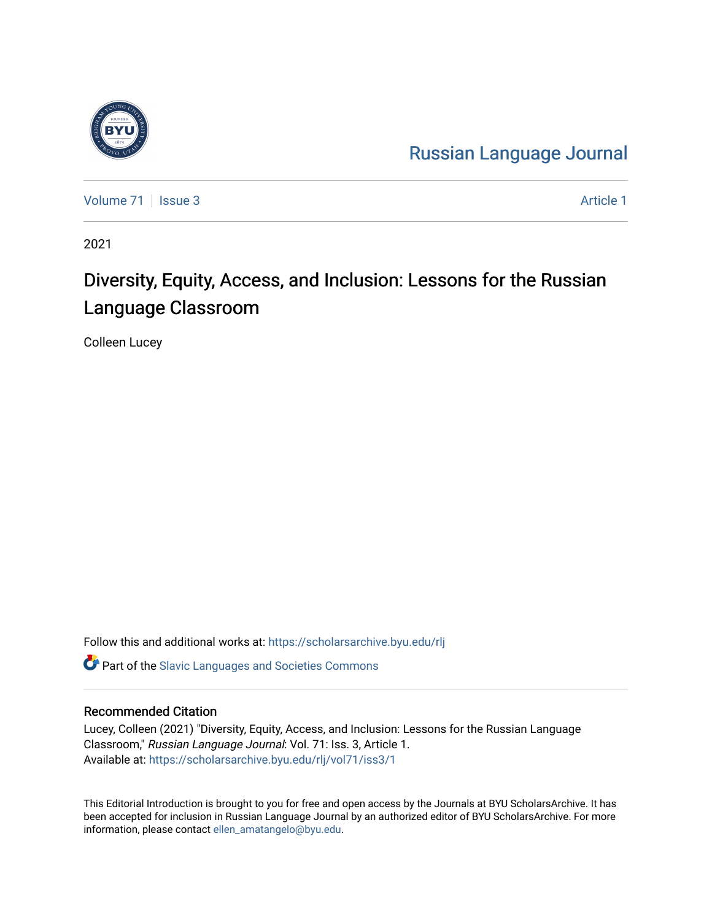Russian Language Journal

Volume 71 | Issue 3 | Article 1

2021

# Diversity, Equity, Access, and Inclusion: Lessons for the Russian Language Classroom

Colleen Lucey

Follow this and additional works at: https://scholarsarchive.byu.edu/rlj

Part of the Slavic Languages and Societies Commons

## Recommended Citation

Lucey, Colleen (2021) "Diversity, Equity, Access, and Inclusion: Lessons for the Russian Language Classroom," *Russian Language Journal*: Vol. 71: Iss. 3, Article 1.
Available at: https://scholarsarchive.byu.edu/rlj/vol71/iss3/1

This Editorial Introduction is brought to you for free and open access by the Journals at BYU ScholarsArchive. It has been accepted for inclusion in Russian Language Journal by an authorized editor of BYU ScholarsArchive. For more information, please contact ellen_amatangelo@byu.edu.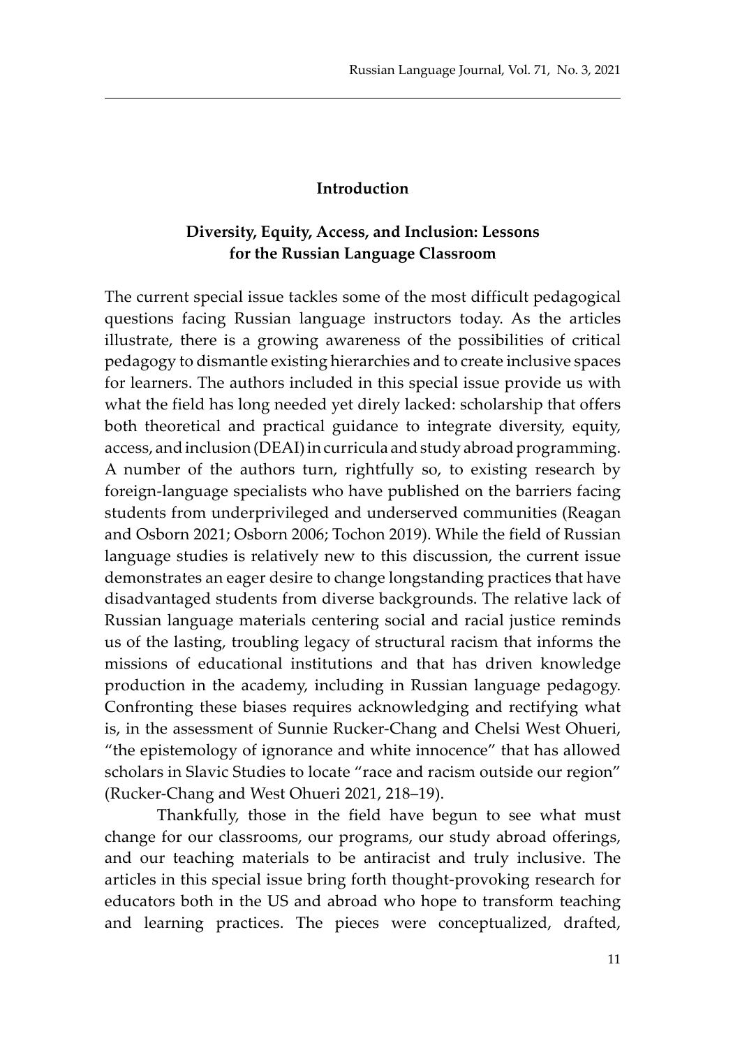## Introduction

## Diversity, Equity, Access, and Inclusion: Lessons for the Russian Language Classroom

The current special issue tackles some of the most difficult pedagogical questions facing Russian language instructors today. As the articles illustrate, there is a growing awareness of the possibilities of critical pedagogy to dismantle existing hierarchies and to create inclusive spaces for learners. The authors included in this special issue provide us with what the field has long needed yet direly lacked: scholarship that offers both theoretical and practical guidance to integrate diversity, equity, access, and inclusion (DEAI) in curricula and study abroad programming. A number of the authors turn, rightfully so, to existing research by foreign-language specialists who have published on the barriers facing students from underprivileged and underserved communities (Reagan and Osborn 2021; Osborn 2006; Tochon 2019). While the field of Russian language studies is relatively new to this discussion, the current issue demonstrates an eager desire to change longstanding practices that have disadvantaged students from diverse backgrounds. The relative lack of Russian language materials centering social and racial justice reminds us of the lasting, troubling legacy of structural racism that informs the missions of educational institutions and that has driven knowledge production in the academy, including in Russian language pedagogy. Confronting these biases requires acknowledging and rectifying what is, in the assessment of Sunnie Rucker-Chang and Chelsi West Ohueri, "the epistemology of ignorance and white innocence" that has allowed scholars in Slavic Studies to locate "race and racism outside our region" (Rucker-Chang and West Ohueri 2021, 218–19).

Thankfully, those in the field have begun to see what must change for our classrooms, our programs, our study abroad offerings, and our teaching materials to be antiracist and truly inclusive. The articles in this special issue bring forth thought-provoking research for educators both in the US and abroad who hope to transform teaching and learning practices. The pieces were conceptualized, drafted,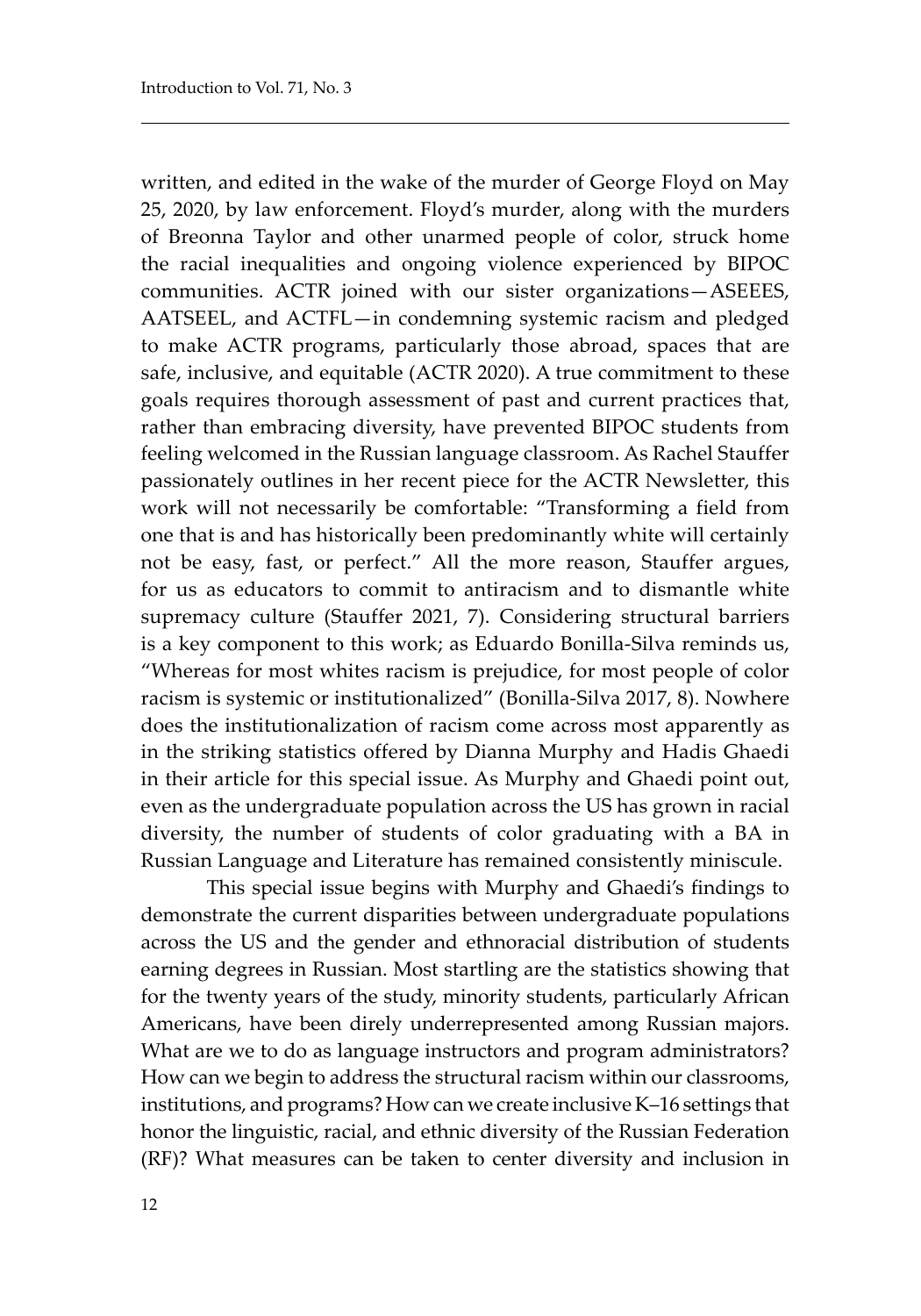written, and edited in the wake of the murder of George Floyd on May 25, 2020, by law enforcement. Floyd's murder, along with the murders of Breonna Taylor and other unarmed people of color, struck home the racial inequalities and ongoing violence experienced by BIPOC communities. ACTR joined with our sister organizations—ASEEES, AATSEEL, and ACTFL—in condemning systemic racism and pledged to make ACTR programs, particularly those abroad, spaces that are safe, inclusive, and equitable (ACTR 2020). A true commitment to these goals requires thorough assessment of past and current practices that, rather than embracing diversity, have prevented BIPOC students from feeling welcomed in the Russian language classroom. As Rachel Stauffer passionately outlines in her recent piece for the ACTR Newsletter, this work will not necessarily be comfortable: "Transforming a field from one that is and has historically been predominantly white will certainly not be easy, fast, or perfect." All the more reason, Stauffer argues, for us as educators to commit to antiracism and to dismantle white supremacy culture (Stauffer 2021, 7). Considering structural barriers is a key component to this work; as Eduardo Bonilla-Silva reminds us, "Whereas for most whites racism is prejudice, for most people of color racism is systemic or institutionalized" (Bonilla-Silva 2017, 8). Nowhere does the institutionalization of racism come across most apparently as in the striking statistics offered by Dianna Murphy and Hadis Ghaedi in their article for this special issue. As Murphy and Ghaedi point out, even as the undergraduate population across the US has grown in racial diversity, the number of students of color graduating with a BA in Russian Language and Literature has remained consistently miniscule.

This special issue begins with Murphy and Ghaedi's findings to demonstrate the current disparities between undergraduate populations across the US and the gender and ethnoracial distribution of students earning degrees in Russian. Most startling are the statistics showing that for the twenty years of the study, minority students, particularly African Americans, have been direly underrepresented among Russian majors. What are we to do as language instructors and program administrators? How can we begin to address the structural racism within our classrooms, institutions, and programs? How can we create inclusive K–16 settings that honor the linguistic, racial, and ethnic diversity of the Russian Federation (RF)? What measures can be taken to center diversity and inclusion in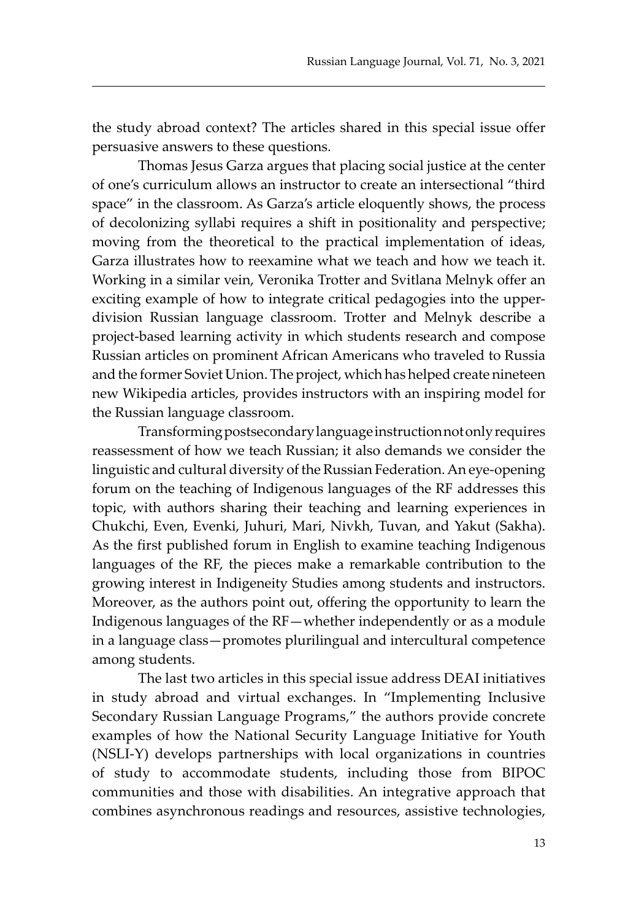the study abroad context? The articles shared in this special issue offer persuasive answers to these questions.

Thomas Jesus Garza argues that placing social justice at the center of one's curriculum allows an instructor to create an intersectional "third space" in the classroom. As Garza's article eloquently shows, the process of decolonizing syllabi requires a shift in positionality and perspective; moving from the theoretical to the practical implementation of ideas, Garza illustrates how to reexamine what we teach and how we teach it. Working in a similar vein, Veronika Trotter and Svitlana Melnyk offer an exciting example of how to integrate critical pedagogies into the upper-division Russian language classroom. Trotter and Melnyk describe a project-based learning activity in which students research and compose Russian articles on prominent African Americans who traveled to Russia and the former Soviet Union. The project, which has helped create nineteen new Wikipedia articles, provides instructors with an inspiring model for the Russian language classroom.

Transforming postsecondary language instruction not only requires reassessment of how we teach Russian; it also demands we consider the linguistic and cultural diversity of the Russian Federation. An eye-opening forum on the teaching of Indigenous languages of the RF addresses this topic, with authors sharing their teaching and learning experiences in Chukchi, Even, Evenki, Juhuri, Mari, Nivkh, Tuvan, and Yakut (Sakha). As the first published forum in English to examine teaching Indigenous languages of the RF, the pieces make a remarkable contribution to the growing interest in Indigeneity Studies among students and instructors. Moreover, as the authors point out, offering the opportunity to learn the Indigenous languages of the RF—whether independently or as a module in a language class—promotes plurilingual and intercultural competence among students.

The last two articles in this special issue address DEAI initiatives in study abroad and virtual exchanges. In "Implementing Inclusive Secondary Russian Language Programs," the authors provide concrete examples of how the National Security Language Initiative for Youth (NSLI-Y) develops partnerships with local organizations in countries of study to accommodate students, including those from BIPOC communities and those with disabilities. An integrative approach that combines asynchronous readings and resources, assistive technologies,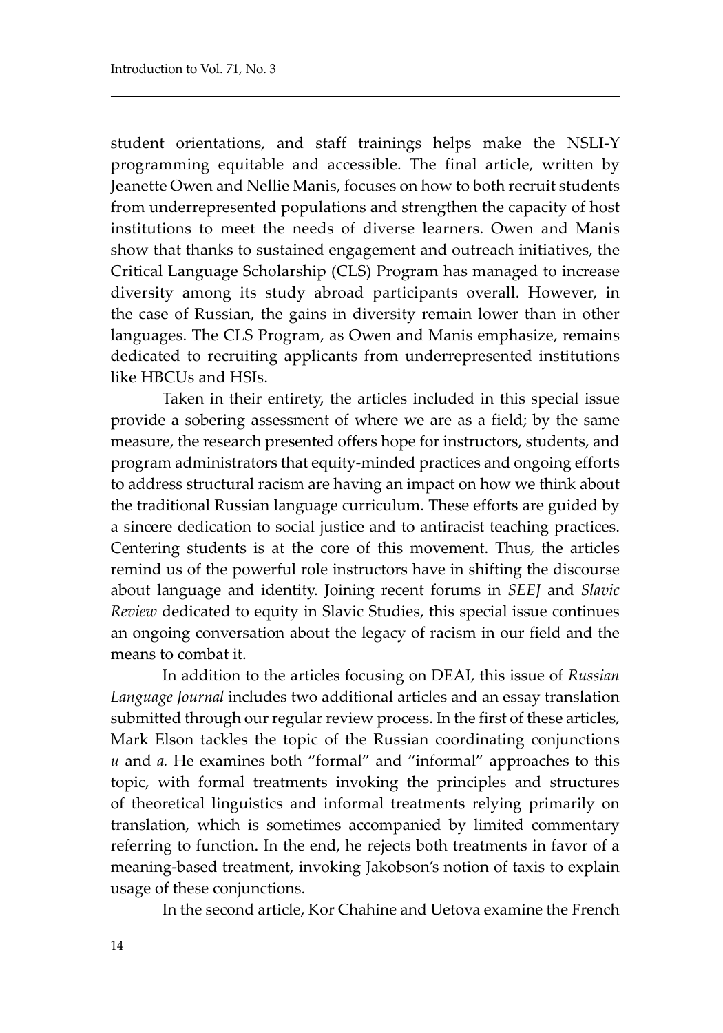student orientations, and staff trainings helps make the NSLI-Y programming equitable and accessible. The final article, written by Jeanette Owen and Nellie Manis, focuses on how to both recruit students from underrepresented populations and strengthen the capacity of host institutions to meet the needs of diverse learners. Owen and Manis show that thanks to sustained engagement and outreach initiatives, the Critical Language Scholarship (CLS) Program has managed to increase diversity among its study abroad participants overall. However, in the case of Russian, the gains in diversity remain lower than in other languages. The CLS Program, as Owen and Manis emphasize, remains dedicated to recruiting applicants from underrepresented institutions like HBCUs and HSIs.

Taken in their entirety, the articles included in this special issue provide a sobering assessment of where we are as a field; by the same measure, the research presented offers hope for instructors, students, and program administrators that equity-minded practices and ongoing efforts to address structural racism are having an impact on how we think about the traditional Russian language curriculum. These efforts are guided by a sincere dedication to social justice and to antiracist teaching practices. Centering students is at the core of this movement. Thus, the articles remind us of the powerful role instructors have in shifting the discourse about language and identity. Joining recent forums in *SEEJ* and *Slavic Review* dedicated to equity in Slavic Studies, this special issue continues an ongoing conversation about the legacy of racism in our field and the means to combat it.

In addition to the articles focusing on DEAI, this issue of *Russian Language Journal* includes two additional articles and an essay translation submitted through our regular review process. In the first of these articles, Mark Elson tackles the topic of the Russian coordinating conjunctions *u* and *a.* He examines both "formal" and "informal" approaches to this topic, with formal treatments invoking the principles and structures of theoretical linguistics and informal treatments relying primarily on translation, which is sometimes accompanied by limited commentary referring to function. In the end, he rejects both treatments in favor of a meaning-based treatment, invoking Jakobson's notion of taxis to explain usage of these conjunctions.

In the second article, Kor Chahine and Uetova examine the French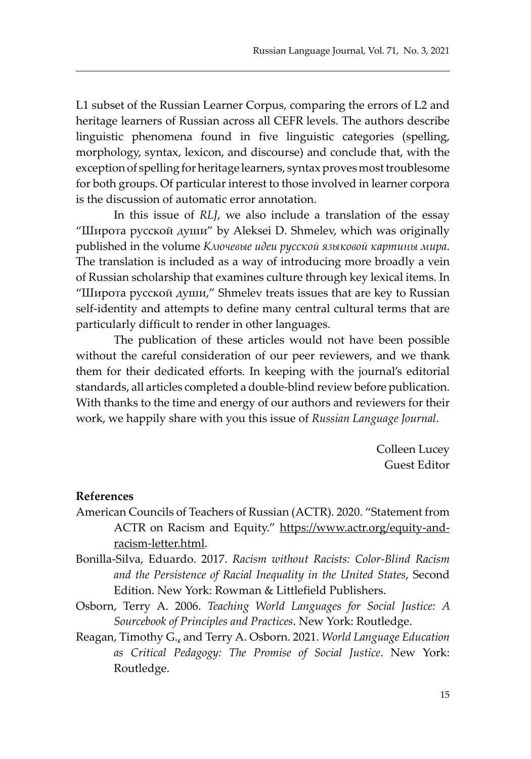L1 subset of the Russian Learner Corpus, comparing the errors of L2 and heritage learners of Russian across all CEFR levels. The authors describe linguistic phenomena found in five linguistic categories (spelling, morphology, syntax, lexicon, and discourse) and conclude that, with the exception of spelling for heritage learners, syntax proves most troublesome for both groups. Of particular interest to those involved in learner corpora is the discussion of automatic error annotation.

In this issue of *RLJ*, we also include a translation of the essay "Широта русской души" by Aleksei D. Shmelev, which was originally published in the volume *Ключевые идеи русской языковой картины мира*. The translation is included as a way of introducing more broadly a vein of Russian scholarship that examines culture through key lexical items. In "Широта русской души," Shmelev treats issues that are key to Russian self-identity and attempts to define many central cultural terms that are particularly difficult to render in other languages.

The publication of these articles would not have been possible without the careful consideration of our peer reviewers, and we thank them for their dedicated efforts. In keeping with the journal's editorial standards, all articles completed a double-blind review before publication. With thanks to the time and energy of our authors and reviewers for their work, we happily share with you this issue of *Russian Language Journal*.

Colleen Lucey
Guest Editor

**References**

American Councils of Teachers of Russian (ACTR). 2020. "Statement from ACTR on Racism and Equity." https://www.actr.org/equity-and-racism-letter.html.

Bonilla-Silva, Eduardo. 2017. *Racism without Racists: Color-Blind Racism and the Persistence of Racial Inequality in the United States*, Second Edition. New York: Rowman & Littlefield Publishers.

Osborn, Terry A. 2006. *Teaching World Languages for Social Justice: A Sourcebook of Principles and Practices*. New York: Routledge.

Reagan, Timothy G., and Terry A. Osborn. 2021. *World Language Education as Critical Pedagogy: The Promise of Social Justice*. New York: Routledge.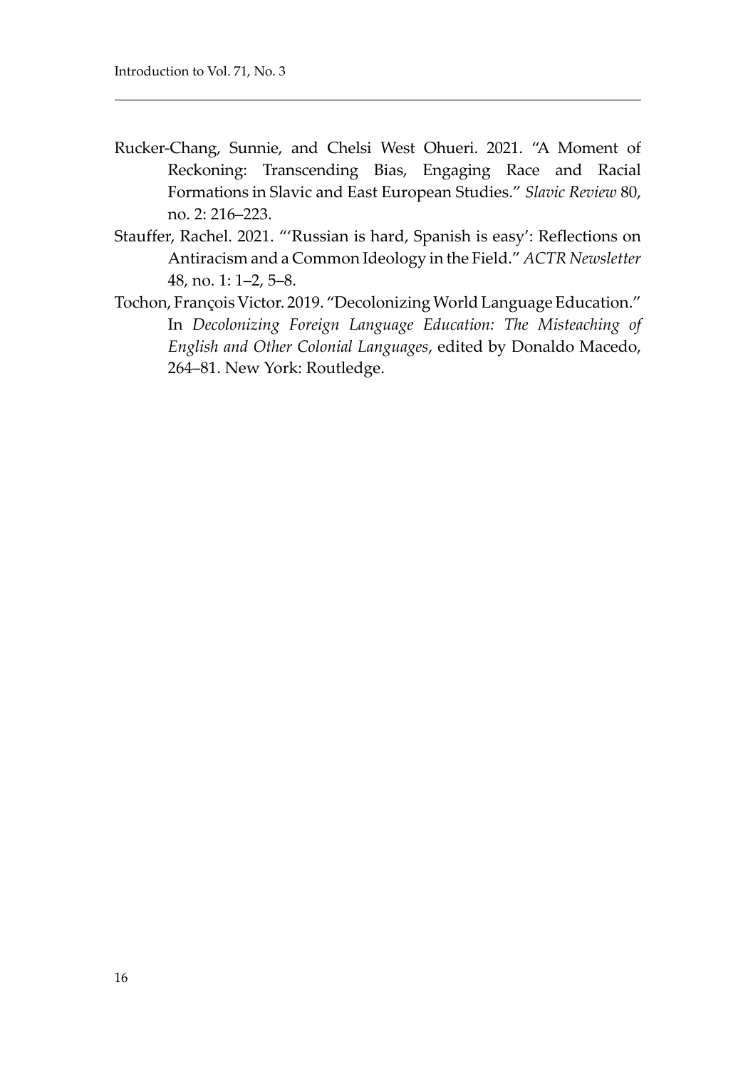Rucker-Chang, Sunnie, and Chelsi West Ohueri. 2021. "A Moment of Reckoning: Transcending Bias, Engaging Race and Racial Formations in Slavic and East European Studies." *Slavic Review* 80, no. 2: 216–223.

Stauffer, Rachel. 2021. "'Russian is hard, Spanish is easy': Reflections on Antiracism and a Common Ideology in the Field." *ACTR Newsletter* 48, no. 1: 1–2, 5–8.

Tochon, François Victor. 2019. "Decolonizing World Language Education." In *Decolonizing Foreign Language Education: The Misteaching of English and Other Colonial Languages*, edited by Donaldo Macedo, 264–81. New York: Routledge.